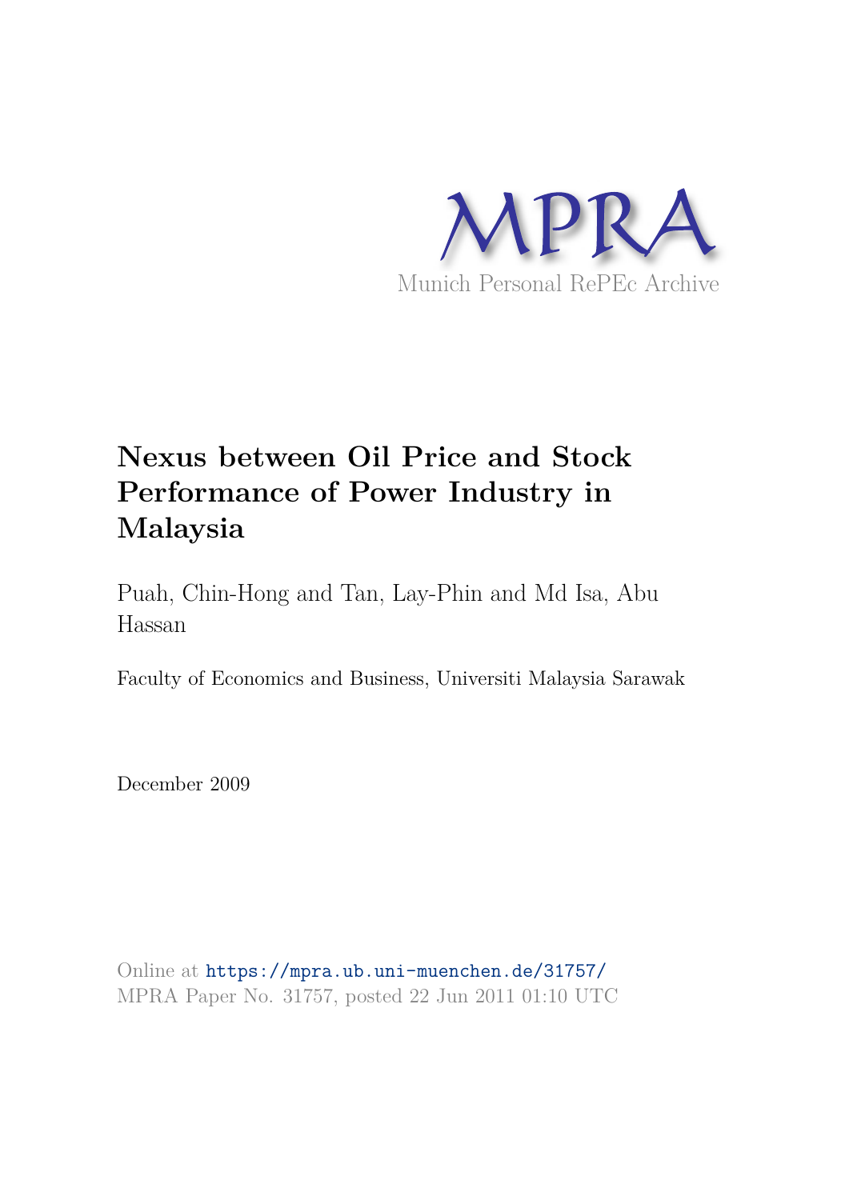MPRA

Munich Personal RePEc Archive

# Nexus between Oil Price and Stock Performance of Power Industry in Malaysia

Puah, Chin-Hong and Tan, Lay-Phin and Md Isa, Abu Hassan

Faculty of Economics and Business, Universiti Malaysia Sarawak

December 2009

Online at https://mpra.ub.uni-muenchen.de/31757/
MPRA Paper No. 31757, posted 22 Jun 2011 01:10 UTC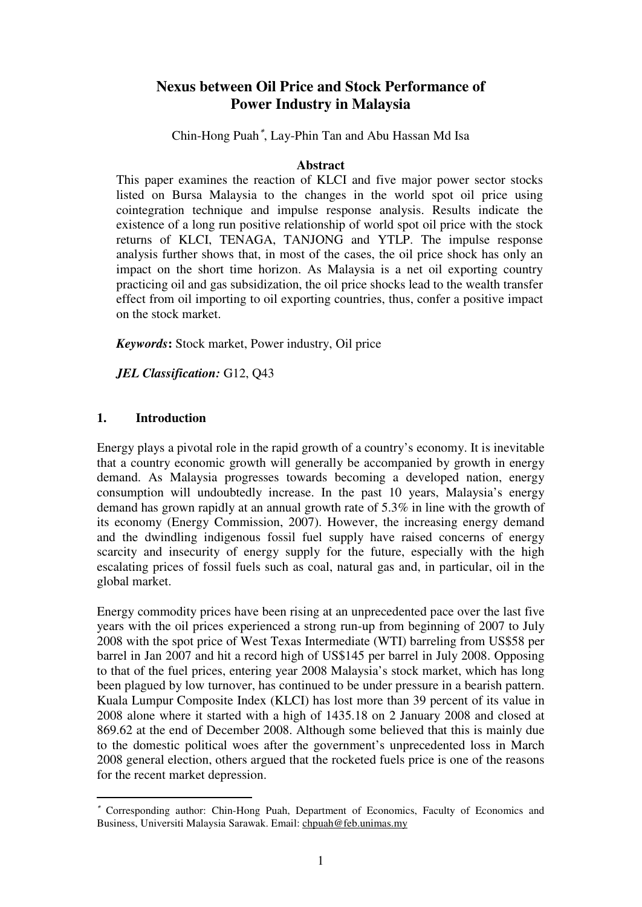# Nexus between Oil Price and Stock Performance of Power Industry in Malaysia

Chin-Hong Puah[*], Lay-Phin Tan and Abu Hassan Md Isa

## Abstract

This paper examines the reaction of KLCI and five major power sector stocks listed on Bursa Malaysia to the changes in the world spot oil price using cointegration technique and impulse response analysis. Results indicate the existence of a long run positive relationship of world spot oil price with the stock returns of KLCI, TENAGA, TANJONG and YTLP. The impulse response analysis further shows that, in most of the cases, the oil price shock has only an impact on the short time horizon. As Malaysia is a net oil exporting country practicing oil and gas subsidization, the oil price shocks lead to the wealth transfer effect from oil importing to oil exporting countries, thus, confer a positive impact on the stock market.

***Keywords*:** Stock market, Power industry, Oil price

***JEL Classification:*** G12, Q43

## 1. Introduction

Energy plays a pivotal role in the rapid growth of a country's economy. It is inevitable that a country economic growth will generally be accompanied by growth in energy demand. As Malaysia progresses towards becoming a developed nation, energy consumption will undoubtedly increase. In the past 10 years, Malaysia's energy demand has grown rapidly at an annual growth rate of 5.3% in line with the growth of its economy (Energy Commission, 2007). However, the increasing energy demand and the dwindling indigenous fossil fuel supply have raised concerns of energy scarcity and insecurity of energy supply for the future, especially with the high escalating prices of fossil fuels such as coal, natural gas and, in particular, oil in the global market.

Energy commodity prices have been rising at an unprecedented pace over the last five years with the oil prices experienced a strong run-up from beginning of 2007 to July 2008 with the spot price of West Texas Intermediate (WTI) barreling from US$58 per barrel in Jan 2007 and hit a record high of US$145 per barrel in July 2008. Opposing to that of the fuel prices, entering year 2008 Malaysia's stock market, which has long been plagued by low turnover, has continued to be under pressure in a bearish pattern. Kuala Lumpur Composite Index (KLCI) has lost more than 39 percent of its value in 2008 alone where it started with a high of 1435.18 on 2 January 2008 and closed at 869.62 at the end of December 2008. Although some believed that this is mainly due to the domestic political woes after the government's unprecedented loss in March 2008 general election, others argued that the rocketed fuels price is one of the reasons for the recent market depression.

---

[*] Corresponding author: Chin-Hong Puah, Department of Economics, Faculty of Economics and Business, Universiti Malaysia Sarawak. Email: chpuah@feb.unimas.my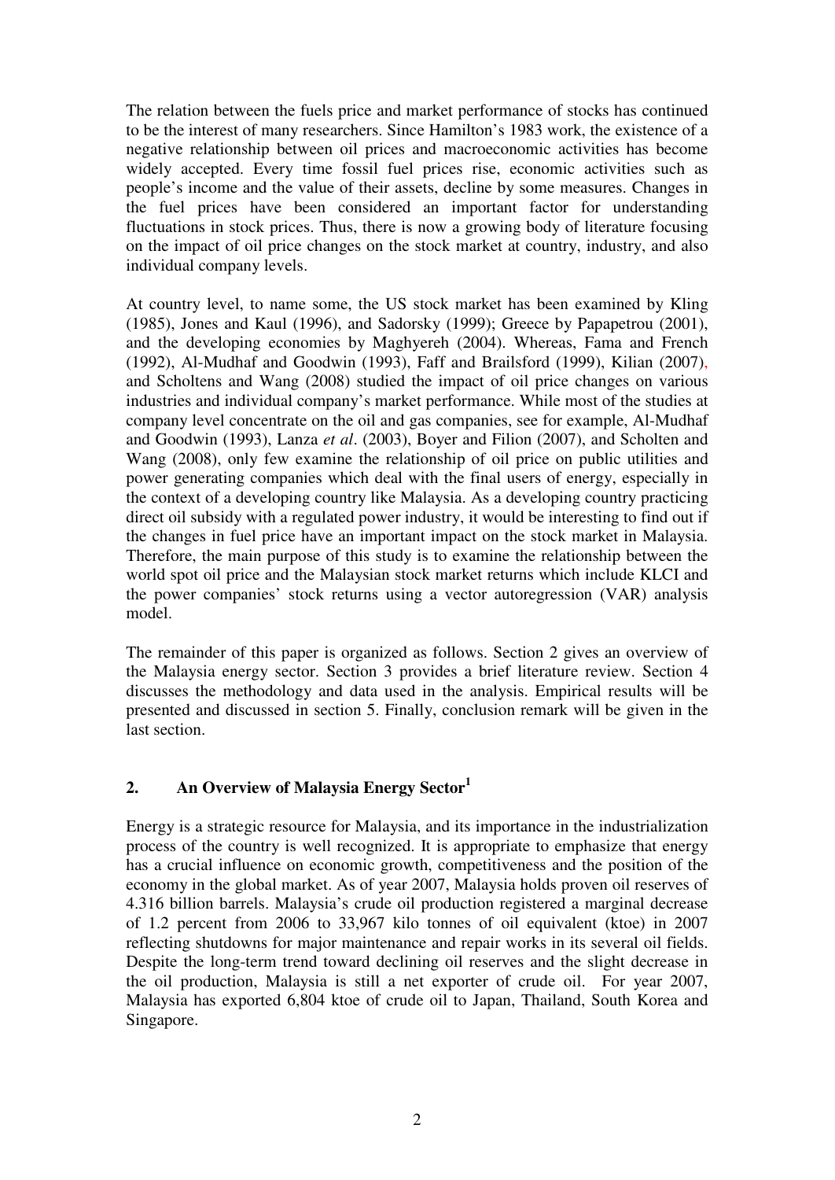The relation between the fuels price and market performance of stocks has continued to be the interest of many researchers. Since Hamilton's 1983 work, the existence of a negative relationship between oil prices and macroeconomic activities has become widely accepted. Every time fossil fuel prices rise, economic activities such as people's income and the value of their assets, decline by some measures. Changes in the fuel prices have been considered an important factor for understanding fluctuations in stock prices. Thus, there is now a growing body of literature focusing on the impact of oil price changes on the stock market at country, industry, and also individual company levels.

At country level, to name some, the US stock market has been examined by Kling (1985), Jones and Kaul (1996), and Sadorsky (1999); Greece by Papapetrou (2001), and the developing economies by Maghyereh (2004). Whereas, Fama and French (1992), Al-Mudhaf and Goodwin (1993), Faff and Brailsford (1999), Kilian (2007), and Scholtens and Wang (2008) studied the impact of oil price changes on various industries and individual company's market performance. While most of the studies at company level concentrate on the oil and gas companies, see for example, Al-Mudhaf and Goodwin (1993), Lanza *et al*. (2003), Boyer and Filion (2007), and Scholten and Wang (2008), only few examine the relationship of oil price on public utilities and power generating companies which deal with the final users of energy, especially in the context of a developing country like Malaysia. As a developing country practicing direct oil subsidy with a regulated power industry, it would be interesting to find out if the changes in fuel price have an important impact on the stock market in Malaysia. Therefore, the main purpose of this study is to examine the relationship between the world spot oil price and the Malaysian stock market returns which include KLCI and the power companies' stock returns using a vector autoregression (VAR) analysis model.

The remainder of this paper is organized as follows. Section 2 gives an overview of the Malaysia energy sector. Section 3 provides a brief literature review. Section 4 discusses the methodology and data used in the analysis. Empirical results will be presented and discussed in section 5. Finally, conclusion remark will be given in the last section.

## 2. An Overview of Malaysia Energy Sector[1]

Energy is a strategic resource for Malaysia, and its importance in the industrialization process of the country is well recognized. It is appropriate to emphasize that energy has a crucial influence on economic growth, competitiveness and the position of the economy in the global market. As of year 2007, Malaysia holds proven oil reserves of 4.316 billion barrels. Malaysia's crude oil production registered a marginal decrease of 1.2 percent from 2006 to 33,967 kilo tonnes of oil equivalent (ktoe) in 2007 reflecting shutdowns for major maintenance and repair works in its several oil fields. Despite the long-term trend toward declining oil reserves and the slight decrease in the oil production, Malaysia is still a net exporter of crude oil. For year 2007, Malaysia has exported 6,804 ktoe of crude oil to Japan, Thailand, South Korea and Singapore.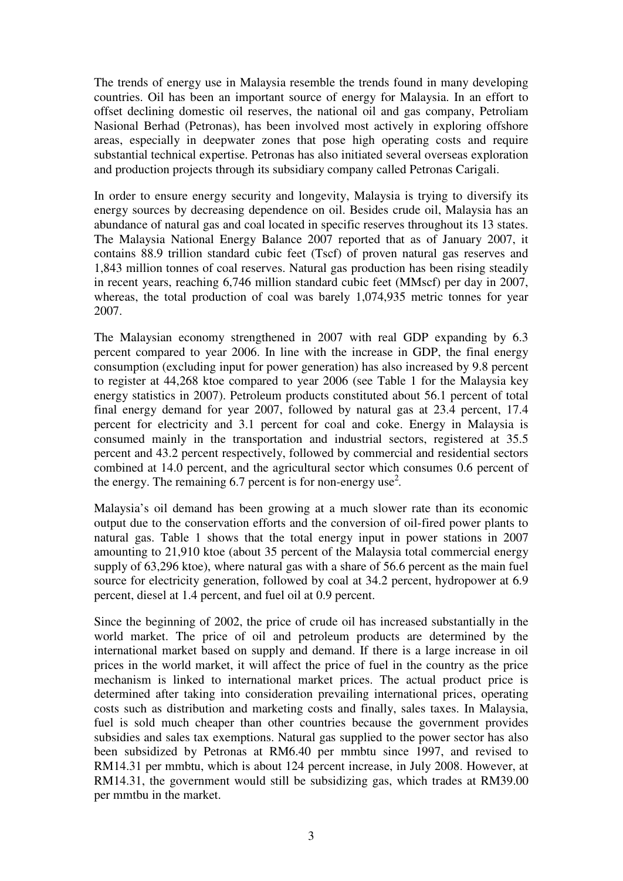The trends of energy use in Malaysia resemble the trends found in many developing countries. Oil has been an important source of energy for Malaysia. In an effort to offset declining domestic oil reserves, the national oil and gas company, Petroliam Nasional Berhad (Petronas), has been involved most actively in exploring offshore areas, especially in deepwater zones that pose high operating costs and require substantial technical expertise. Petronas has also initiated several overseas exploration and production projects through its subsidiary company called Petronas Carigali.

In order to ensure energy security and longevity, Malaysia is trying to diversify its energy sources by decreasing dependence on oil. Besides crude oil, Malaysia has an abundance of natural gas and coal located in specific reserves throughout its 13 states. The Malaysia National Energy Balance 2007 reported that as of January 2007, it contains 88.9 trillion standard cubic feet (Tscf) of proven natural gas reserves and 1,843 million tonnes of coal reserves. Natural gas production has been rising steadily in recent years, reaching 6,746 million standard cubic feet (MMscf) per day in 2007, whereas, the total production of coal was barely 1,074,935 metric tonnes for year 2007.

The Malaysian economy strengthened in 2007 with real GDP expanding by 6.3 percent compared to year 2006. In line with the increase in GDP, the final energy consumption (excluding input for power generation) has also increased by 9.8 percent to register at 44,268 ktoe compared to year 2006 (see Table 1 for the Malaysia key energy statistics in 2007). Petroleum products constituted about 56.1 percent of total final energy demand for year 2007, followed by natural gas at 23.4 percent, 17.4 percent for electricity and 3.1 percent for coal and coke. Energy in Malaysia is consumed mainly in the transportation and industrial sectors, registered at 35.5 percent and 43.2 percent respectively, followed by commercial and residential sectors combined at 14.0 percent, and the agricultural sector which consumes 0.6 percent of the energy. The remaining 6.7 percent is for non-energy use[2].

Malaysia's oil demand has been growing at a much slower rate than its economic output due to the conservation efforts and the conversion of oil-fired power plants to natural gas. Table 1 shows that the total energy input in power stations in 2007 amounting to 21,910 ktoe (about 35 percent of the Malaysia total commercial energy supply of 63,296 ktoe), where natural gas with a share of 56.6 percent as the main fuel source for electricity generation, followed by coal at 34.2 percent, hydropower at 6.9 percent, diesel at 1.4 percent, and fuel oil at 0.9 percent.

Since the beginning of 2002, the price of crude oil has increased substantially in the world market. The price of oil and petroleum products are determined by the international market based on supply and demand. If there is a large increase in oil prices in the world market, it will affect the price of fuel in the country as the price mechanism is linked to international market prices. The actual product price is determined after taking into consideration prevailing international prices, operating costs such as distribution and marketing costs and finally, sales taxes. In Malaysia, fuel is sold much cheaper than other countries because the government provides subsidies and sales tax exemptions. Natural gas supplied to the power sector has also been subsidized by Petronas at RM6.40 per mmbtu since 1997, and revised to RM14.31 per mmbtu, which is about 124 percent increase, in July 2008. However, at RM14.31, the government would still be subsidizing gas, which trades at RM39.00 per mmtbu in the market.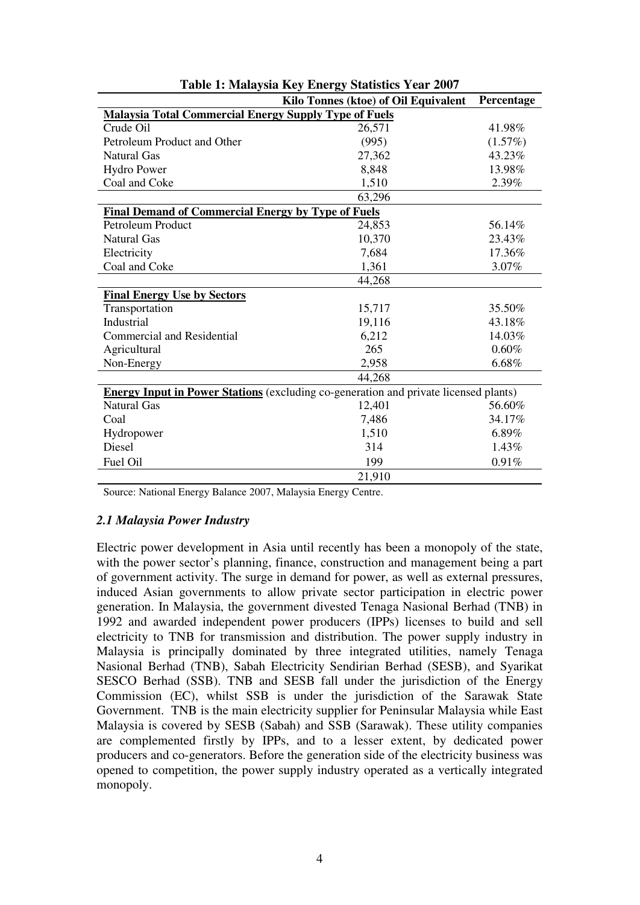**Table 1: Malaysia Key Energy Statistics Year 2007**

| | Kilo Tonnes (ktoe) of Oil Equivalent | Percentage |
|---|---|---|
| **Malaysia Total Commercial Energy Supply Type of Fuels** | | |
| Crude Oil | 26,571 | 41.98% |
| Petroleum Product and Other | (995) | (1.57%) |
| Natural Gas | 27,362 | 43.23% |
| Hydro Power | 8,848 | 13.98% |
| Coal and Coke | 1,510 | 2.39% |
| | 63,296 | |
| **Final Demand of Commercial Energy by Type of Fuels** | | |
| Petroleum Product | 24,853 | 56.14% |
| Natural Gas | 10,370 | 23.43% |
| Electricity | 7,684 | 17.36% |
| Coal and Coke | 1,361 | 3.07% |
| | 44,268 | |
| **Final Energy Use by Sectors** | | |
| Transportation | 15,717 | 35.50% |
| Industrial | 19,116 | 43.18% |
| Commercial and Residential | 6,212 | 14.03% |
| Agricultural | 265 | 0.60% |
| Non-Energy | 2,958 | 6.68% |
| | 44,268 | |
| **Energy Input in Power Stations** (excluding co-generation and private licensed plants) | | |
| Natural Gas | 12,401 | 56.60% |
| Coal | 7,486 | 34.17% |
| Hydropower | 1,510 | 6.89% |
| Diesel | 314 | 1.43% |
| Fuel Oil | 199 | 0.91% |
| | 21,910 | |

Source: National Energy Balance 2007, Malaysia Energy Centre.

### *2.1 Malaysia Power Industry*

Electric power development in Asia until recently has been a monopoly of the state, with the power sector's planning, finance, construction and management being a part of government activity. The surge in demand for power, as well as external pressures, induced Asian governments to allow private sector participation in electric power generation. In Malaysia, the government divested Tenaga Nasional Berhad (TNB) in 1992 and awarded independent power producers (IPPs) licenses to build and sell electricity to TNB for transmission and distribution. The power supply industry in Malaysia is principally dominated by three integrated utilities, namely Tenaga Nasional Berhad (TNB), Sabah Electricity Sendirian Berhad (SESB), and Syarikat SESCO Berhad (SSB). TNB and SESB fall under the jurisdiction of the Energy Commission (EC), whilst SSB is under the jurisdiction of the Sarawak State Government. TNB is the main electricity supplier for Peninsular Malaysia while East Malaysia is covered by SESB (Sabah) and SSB (Sarawak). These utility companies are complemented firstly by IPPs, and to a lesser extent, by dedicated power producers and co-generators. Before the generation side of the electricity business was opened to competition, the power supply industry operated as a vertically integrated monopoly.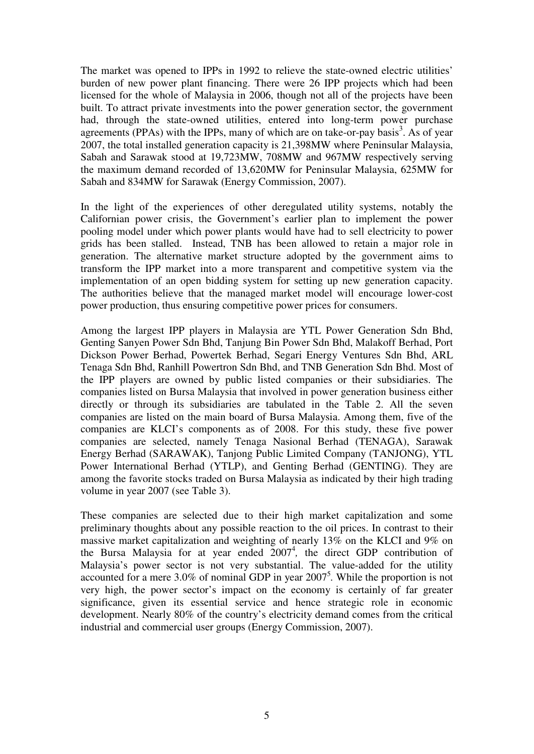The market was opened to IPPs in 1992 to relieve the state-owned electric utilities' burden of new power plant financing. There were 26 IPP projects which had been licensed for the whole of Malaysia in 2006, though not all of the projects have been built. To attract private investments into the power generation sector, the government had, through the state-owned utilities, entered into long-term power purchase agreements (PPAs) with the IPPs, many of which are on take-or-pay basis[3]. As of year 2007, the total installed generation capacity is 21,398MW where Peninsular Malaysia, Sabah and Sarawak stood at 19,723MW, 708MW and 967MW respectively serving the maximum demand recorded of 13,620MW for Peninsular Malaysia, 625MW for Sabah and 834MW for Sarawak (Energy Commission, 2007).

In the light of the experiences of other deregulated utility systems, notably the Californian power crisis, the Government's earlier plan to implement the power pooling model under which power plants would have had to sell electricity to power grids has been stalled. Instead, TNB has been allowed to retain a major role in generation. The alternative market structure adopted by the government aims to transform the IPP market into a more transparent and competitive system via the implementation of an open bidding system for setting up new generation capacity. The authorities believe that the managed market model will encourage lower-cost power production, thus ensuring competitive power prices for consumers.

Among the largest IPP players in Malaysia are YTL Power Generation Sdn Bhd, Genting Sanyen Power Sdn Bhd, Tanjung Bin Power Sdn Bhd, Malakoff Berhad, Port Dickson Power Berhad, Powertek Berhad, Segari Energy Ventures Sdn Bhd, ARL Tenaga Sdn Bhd, Ranhill Powertron Sdn Bhd, and TNB Generation Sdn Bhd. Most of the IPP players are owned by public listed companies or their subsidiaries. The companies listed on Bursa Malaysia that involved in power generation business either directly or through its subsidiaries are tabulated in the Table 2. All the seven companies are listed on the main board of Bursa Malaysia. Among them, five of the companies are KLCI's components as of 2008. For this study, these five power companies are selected, namely Tenaga Nasional Berhad (TENAGA), Sarawak Energy Berhad (SARAWAK), Tanjong Public Limited Company (TANJONG), YTL Power International Berhad (YTLP), and Genting Berhad (GENTING). They are among the favorite stocks traded on Bursa Malaysia as indicated by their high trading volume in year 2007 (see Table 3).

These companies are selected due to their high market capitalization and some preliminary thoughts about any possible reaction to the oil prices. In contrast to their massive market capitalization and weighting of nearly 13% on the KLCI and 9% on the Bursa Malaysia for at year ended 2007[4], the direct GDP contribution of Malaysia's power sector is not very substantial. The value-added for the utility accounted for a mere 3.0% of nominal GDP in year 2007[5]. While the proportion is not very high, the power sector's impact on the economy is certainly of far greater significance, given its essential service and hence strategic role in economic development. Nearly 80% of the country's electricity demand comes from the critical industrial and commercial user groups (Energy Commission, 2007).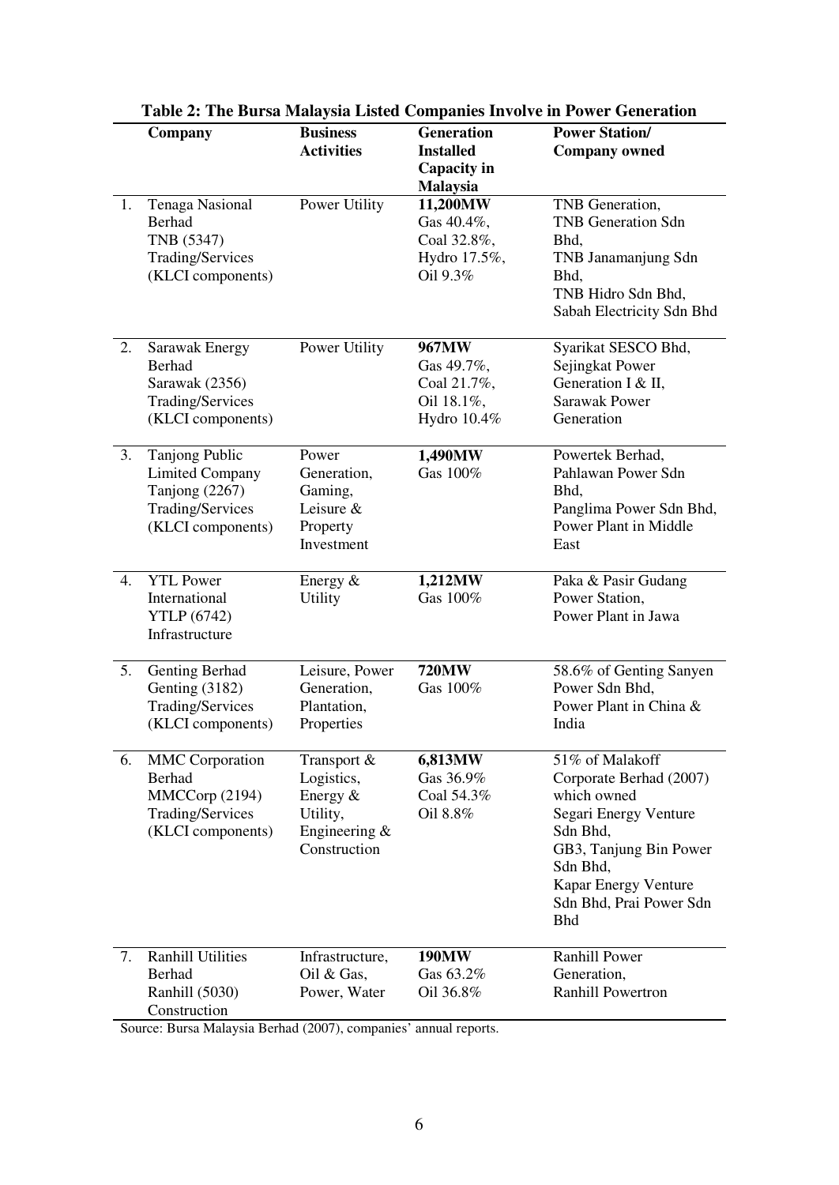**Table 2: The Bursa Malaysia Listed Companies Involve in Power Generation**

| | Company | Business Activities | Generation Installed Capacity in Malaysia | Power Station/ Company owned |
|---|---|---|---|---|
| 1. | Tenaga Nasional Berhad TNB (5347) Trading/Services (KLCI components) | Power Utility | **11,200MW** Gas 40.4%, Coal 32.8%, Hydro 17.5%, Oil 9.3% | TNB Generation, TNB Generation Sdn Bhd, TNB Janamanjung Sdn Bhd, TNB Hidro Sdn Bhd, Sabah Electricity Sdn Bhd |
| 2. | Sarawak Energy Berhad Sarawak (2356) Trading/Services (KLCI components) | Power Utility | **967MW** Gas 49.7%, Coal 21.7%, Oil 18.1%, Hydro 10.4% | Syarikat SESCO Bhd, Sejingkat Power Generation I & II, Sarawak Power Generation |
| 3. | Tanjong Public Limited Company Tanjong (2267) Trading/Services (KLCI components) | Power Generation, Gaming, Leisure & Property Investment | **1,490MW** Gas 100% | Powertek Berhad, Pahlawan Power Sdn Bhd, Panglima Power Sdn Bhd, Power Plant in Middle East |
| 4. | YTL Power International YTLP (6742) Infrastructure | Energy & Utility | **1,212MW** Gas 100% | Paka & Pasir Gudang Power Station, Power Plant in Jawa |
| 5. | Genting Berhad Genting (3182) Trading/Services (KLCI components) | Leisure, Power Generation, Plantation, Properties | **720MW** Gas 100% | 58.6% of Genting Sanyen Power Sdn Bhd, Power Plant in China & India |
| 6. | MMC Corporation Berhad MMCCorp (2194) Trading/Services (KLCI components) | Transport & Logistics, Energy & Utility, Engineering & Construction | **6,813MW** Gas 36.9% Coal 54.3% Oil 8.8% | 51% of Malakoff Corporate Berhad (2007) which owned Segari Energy Venture Sdn Bhd, GB3, Tanjung Bin Power Sdn Bhd, Kapar Energy Venture Sdn Bhd, Prai Power Sdn Bhd |
| 7. | Ranhill Utilities Berhad Ranhill (5030) Construction | Infrastructure, Oil & Gas, Power, Water | **190MW** Gas 63.2% Oil 36.8% | Ranhill Power Generation, Ranhill Powertron |

Source: Bursa Malaysia Berhad (2007), companies' annual reports.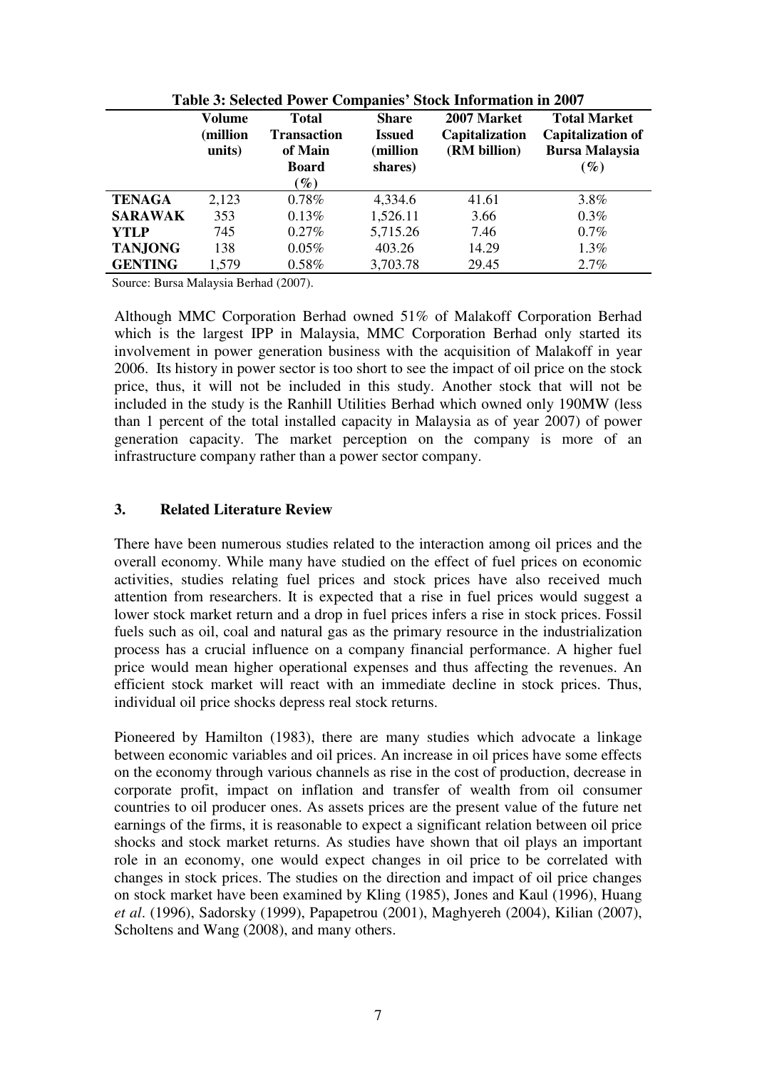**Table 3: Selected Power Companies' Stock Information in 2007**

| | Volume (million units) | Total Transaction of Main Board (%) | Share Issued (million shares) | 2007 Market Capitalization (RM billion) | Total Market Capitalization of Bursa Malaysia (%) |
|---|---|---|---|---|---|
| **TENAGA** | 2,123 | 0.78% | 4,334.6 | 41.61 | 3.8% |
| **SARAWAK** | 353 | 0.13% | 1,526.11 | 3.66 | 0.3% |
| **YTLP** | 745 | 0.27% | 5,715.26 | 7.46 | 0.7% |
| **TANJONG** | 138 | 0.05% | 403.26 | 14.29 | 1.3% |
| **GENTING** | 1,579 | 0.58% | 3,703.78 | 29.45 | 2.7% |

Source: Bursa Malaysia Berhad (2007).

Although MMC Corporation Berhad owned 51% of Malakoff Corporation Berhad which is the largest IPP in Malaysia, MMC Corporation Berhad only started its involvement in power generation business with the acquisition of Malakoff in year 2006. Its history in power sector is too short to see the impact of oil price on the stock price, thus, it will not be included in this study. Another stock that will not be included in the study is the Ranhill Utilities Berhad which owned only 190MW (less than 1 percent of the total installed capacity in Malaysia as of year 2007) of power generation capacity. The market perception on the company is more of an infrastructure company rather than a power sector company.

## 3. Related Literature Review

There have been numerous studies related to the interaction among oil prices and the overall economy. While many have studied on the effect of fuel prices on economic activities, studies relating fuel prices and stock prices have also received much attention from researchers. It is expected that a rise in fuel prices would suggest a lower stock market return and a drop in fuel prices infers a rise in stock prices. Fossil fuels such as oil, coal and natural gas as the primary resource in the industrialization process has a crucial influence on a company financial performance. A higher fuel price would mean higher operational expenses and thus affecting the revenues. An efficient stock market will react with an immediate decline in stock prices. Thus, individual oil price shocks depress real stock returns.

Pioneered by Hamilton (1983), there are many studies which advocate a linkage between economic variables and oil prices. An increase in oil prices have some effects on the economy through various channels as rise in the cost of production, decrease in corporate profit, impact on inflation and transfer of wealth from oil consumer countries to oil producer ones. As assets prices are the present value of the future net earnings of the firms, it is reasonable to expect a significant relation between oil price shocks and stock market returns. As studies have shown that oil plays an important role in an economy, one would expect changes in oil price to be correlated with changes in stock prices. The studies on the direction and impact of oil price changes on stock market have been examined by Kling (1985), Jones and Kaul (1996), Huang *et al*. (1996), Sadorsky (1999), Papapetrou (2001), Maghyereh (2004), Kilian (2007), Scholtens and Wang (2008), and many others.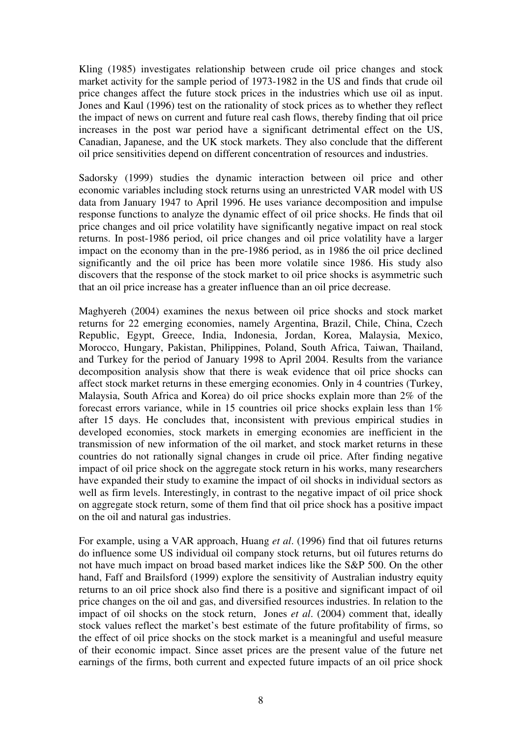Kling (1985) investigates relationship between crude oil price changes and stock market activity for the sample period of 1973-1982 in the US and finds that crude oil price changes affect the future stock prices in the industries which use oil as input. Jones and Kaul (1996) test on the rationality of stock prices as to whether they reflect the impact of news on current and future real cash flows, thereby finding that oil price increases in the post war period have a significant detrimental effect on the US, Canadian, Japanese, and the UK stock markets. They also conclude that the different oil price sensitivities depend on different concentration of resources and industries.

Sadorsky (1999) studies the dynamic interaction between oil price and other economic variables including stock returns using an unrestricted VAR model with US data from January 1947 to April 1996. He uses variance decomposition and impulse response functions to analyze the dynamic effect of oil price shocks. He finds that oil price changes and oil price volatility have significantly negative impact on real stock returns. In post-1986 period, oil price changes and oil price volatility have a larger impact on the economy than in the pre-1986 period, as in 1986 the oil price declined significantly and the oil price has been more volatile since 1986. His study also discovers that the response of the stock market to oil price shocks is asymmetric such that an oil price increase has a greater influence than an oil price decrease.

Maghyereh (2004) examines the nexus between oil price shocks and stock market returns for 22 emerging economies, namely Argentina, Brazil, Chile, China, Czech Republic, Egypt, Greece, India, Indonesia, Jordan, Korea, Malaysia, Mexico, Morocco, Hungary, Pakistan, Philippines, Poland, South Africa, Taiwan, Thailand, and Turkey for the period of January 1998 to April 2004. Results from the variance decomposition analysis show that there is weak evidence that oil price shocks can affect stock market returns in these emerging economies. Only in 4 countries (Turkey, Malaysia, South Africa and Korea) do oil price shocks explain more than 2% of the forecast errors variance, while in 15 countries oil price shocks explain less than 1% after 15 days. He concludes that, inconsistent with previous empirical studies in developed economies, stock markets in emerging economies are inefficient in the transmission of new information of the oil market, and stock market returns in these countries do not rationally signal changes in crude oil price. After finding negative impact of oil price shock on the aggregate stock return in his works, many researchers have expanded their study to examine the impact of oil shocks in individual sectors as well as firm levels. Interestingly, in contrast to the negative impact of oil price shock on aggregate stock return, some of them find that oil price shock has a positive impact on the oil and natural gas industries.

For example, using a VAR approach, Huang *et al*. (1996) find that oil futures returns do influence some US individual oil company stock returns, but oil futures returns do not have much impact on broad based market indices like the S&P 500. On the other hand, Faff and Brailsford (1999) explore the sensitivity of Australian industry equity returns to an oil price shock also find there is a positive and significant impact of oil price changes on the oil and gas, and diversified resources industries. In relation to the impact of oil shocks on the stock return, Jones *et al*. (2004) comment that, ideally stock values reflect the market's best estimate of the future profitability of firms, so the effect of oil price shocks on the stock market is a meaningful and useful measure of their economic impact. Since asset prices are the present value of the future net earnings of the firms, both current and expected future impacts of an oil price shock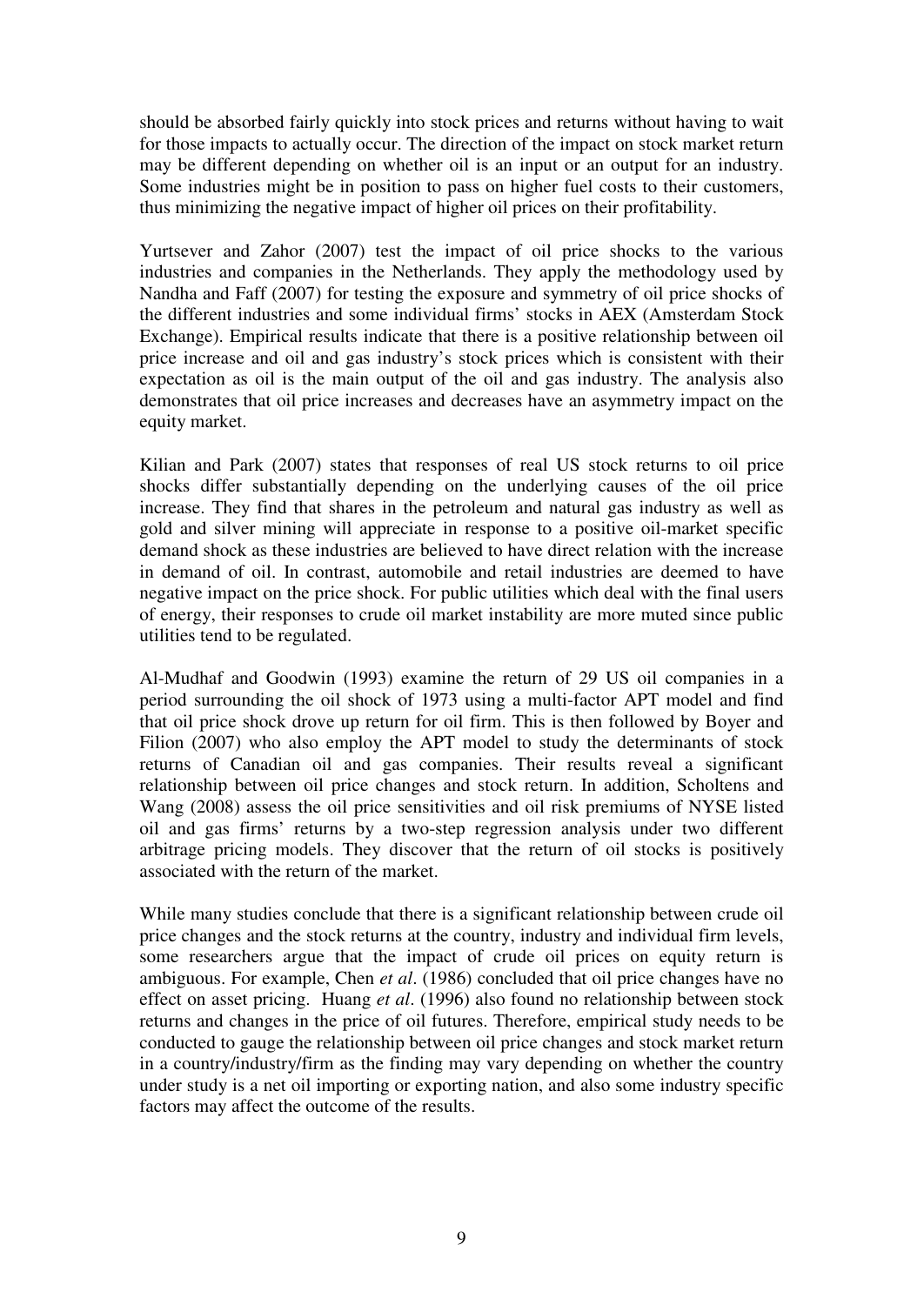should be absorbed fairly quickly into stock prices and returns without having to wait for those impacts to actually occur. The direction of the impact on stock market return may be different depending on whether oil is an input or an output for an industry. Some industries might be in position to pass on higher fuel costs to their customers, thus minimizing the negative impact of higher oil prices on their profitability.

Yurtsever and Zahor (2007) test the impact of oil price shocks to the various industries and companies in the Netherlands. They apply the methodology used by Nandha and Faff (2007) for testing the exposure and symmetry of oil price shocks of the different industries and some individual firms' stocks in AEX (Amsterdam Stock Exchange). Empirical results indicate that there is a positive relationship between oil price increase and oil and gas industry's stock prices which is consistent with their expectation as oil is the main output of the oil and gas industry. The analysis also demonstrates that oil price increases and decreases have an asymmetry impact on the equity market.

Kilian and Park (2007) states that responses of real US stock returns to oil price shocks differ substantially depending on the underlying causes of the oil price increase. They find that shares in the petroleum and natural gas industry as well as gold and silver mining will appreciate in response to a positive oil-market specific demand shock as these industries are believed to have direct relation with the increase in demand of oil. In contrast, automobile and retail industries are deemed to have negative impact on the price shock. For public utilities which deal with the final users of energy, their responses to crude oil market instability are more muted since public utilities tend to be regulated.

Al-Mudhaf and Goodwin (1993) examine the return of 29 US oil companies in a period surrounding the oil shock of 1973 using a multi-factor APT model and find that oil price shock drove up return for oil firm. This is then followed by Boyer and Filion (2007) who also employ the APT model to study the determinants of stock returns of Canadian oil and gas companies. Their results reveal a significant relationship between oil price changes and stock return. In addition, Scholtens and Wang (2008) assess the oil price sensitivities and oil risk premiums of NYSE listed oil and gas firms' returns by a two-step regression analysis under two different arbitrage pricing models. They discover that the return of oil stocks is positively associated with the return of the market.

While many studies conclude that there is a significant relationship between crude oil price changes and the stock returns at the country, industry and individual firm levels, some researchers argue that the impact of crude oil prices on equity return is ambiguous. For example, Chen *et al*. (1986) concluded that oil price changes have no effect on asset pricing. Huang *et al*. (1996) also found no relationship between stock returns and changes in the price of oil futures. Therefore, empirical study needs to be conducted to gauge the relationship between oil price changes and stock market return in a country/industry/firm as the finding may vary depending on whether the country under study is a net oil importing or exporting nation, and also some industry specific factors may affect the outcome of the results.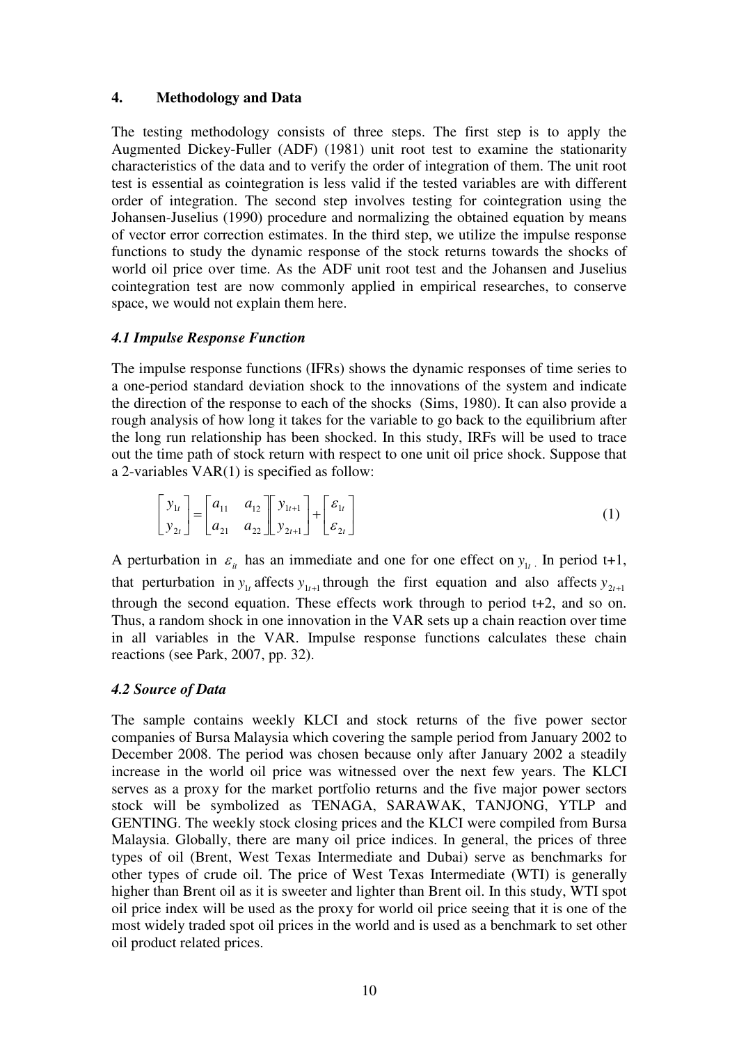## 4. Methodology and Data

The testing methodology consists of three steps. The first step is to apply the Augmented Dickey-Fuller (ADF) (1981) unit root test to examine the stationarity characteristics of the data and to verify the order of integration of them. The unit root test is essential as cointegration is less valid if the tested variables are with different order of integration. The second step involves testing for cointegration using the Johansen-Juselius (1990) procedure and normalizing the obtained equation by means of vector error correction estimates. In the third step, we utilize the impulse response functions to study the dynamic response of the stock returns towards the shocks of world oil price over time. As the ADF unit root test and the Johansen and Juselius cointegration test are now commonly applied in empirical researches, to conserve space, we would not explain them here.

### *4.1 Impulse Response Function*

The impulse response functions (IFRs) shows the dynamic responses of time series to a one-period standard deviation shock to the innovations of the system and indicate the direction of the response to each of the shocks (Sims, 1980). It can also provide a rough analysis of how long it takes for the variable to go back to the equilibrium after the long run relationship has been shocked. In this study, IRFs will be used to trace out the time path of stock return with respect to one unit oil price shock. Suppose that a 2-variables VAR(1) is specified as follow:

$$\begin{bmatrix} y_{1t} \\ y_{2t} \end{bmatrix} = \begin{bmatrix} a_{11} & a_{12} \\ a_{21} & a_{22} \end{bmatrix} \begin{bmatrix} y_{1t+1} \\ y_{2t+1} \end{bmatrix} + \begin{bmatrix} \varepsilon_{1t} \\ \varepsilon_{2t} \end{bmatrix} \tag{1}$$

A perturbation in $\varepsilon_{it}$ has an immediate and one for one effect on $y_{1t}$. In period t+1, that perturbation in $y_{1t}$ affects $y_{1t+1}$ through the first equation and also affects $y_{2t+1}$ through the second equation. These effects work through to period t+2, and so on. Thus, a random shock in one innovation in the VAR sets up a chain reaction over time in all variables in the VAR. Impulse response functions calculates these chain reactions (see Park, 2007, pp. 32).

### *4.2 Source of Data*

The sample contains weekly KLCI and stock returns of the five power sector companies of Bursa Malaysia which covering the sample period from January 2002 to December 2008. The period was chosen because only after January 2002 a steadily increase in the world oil price was witnessed over the next few years. The KLCI serves as a proxy for the market portfolio returns and the five major power sectors stock will be symbolized as TENAGA, SARAWAK, TANJONG, YTLP and GENTING. The weekly stock closing prices and the KLCI were compiled from Bursa Malaysia. Globally, there are many oil price indices. In general, the prices of three types of oil (Brent, West Texas Intermediate and Dubai) serve as benchmarks for other types of crude oil. The price of West Texas Intermediate (WTI) is generally higher than Brent oil as it is sweeter and lighter than Brent oil. In this study, WTI spot oil price index will be used as the proxy for world oil price seeing that it is one of the most widely traded spot oil prices in the world and is used as a benchmark to set other oil product related prices.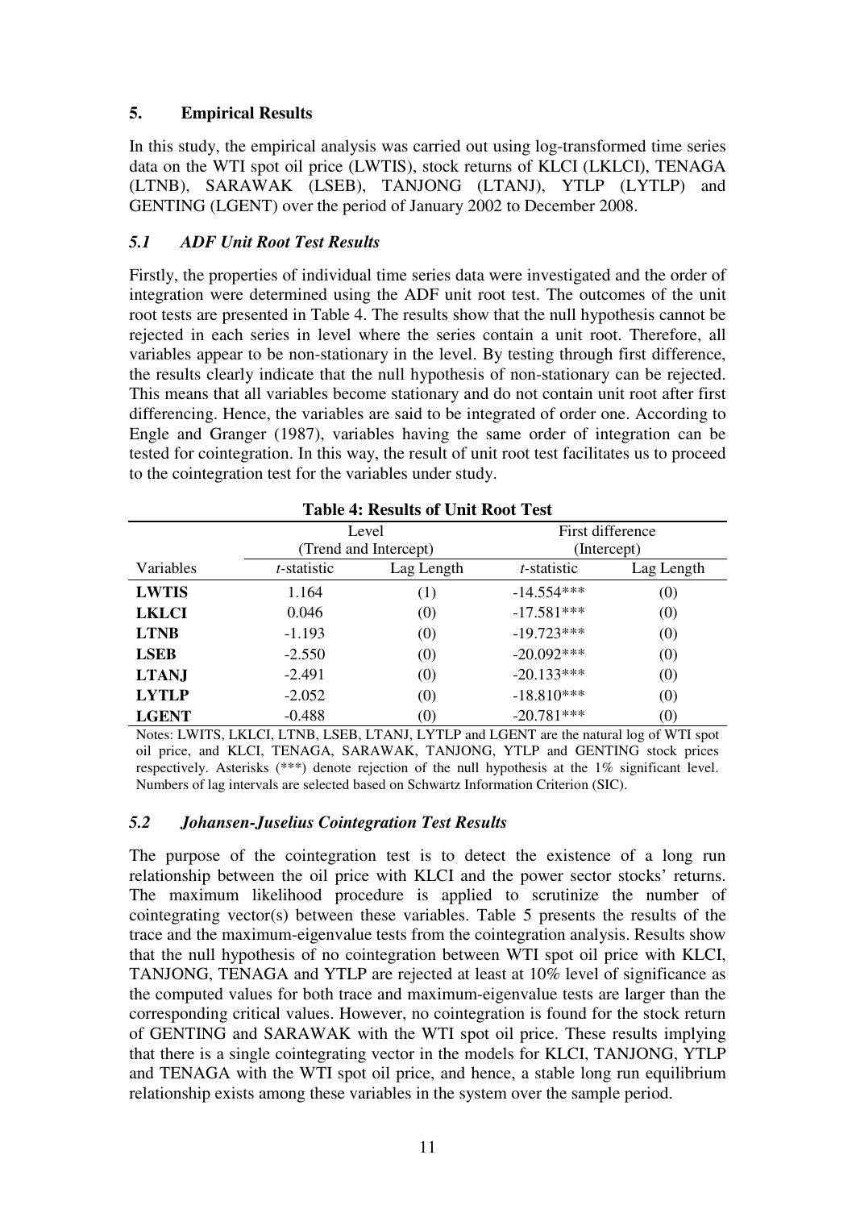## 5. Empirical Results

In this study, the empirical analysis was carried out using log-transformed time series data on the WTI spot oil price (LWTIS), stock returns of KLCI (LKLCI), TENAGA (LTNB), SARAWAK (LSEB), TANJONG (LTANJ), YTLP (LYTLP) and GENTING (LGENT) over the period of January 2002 to December 2008.

### *5.1 ADF Unit Root Test Results*

Firstly, the properties of individual time series data were investigated and the order of integration were determined using the ADF unit root test. The outcomes of the unit root tests are presented in Table 4. The results show that the null hypothesis cannot be rejected in each series in level where the series contain a unit root. Therefore, all variables appear to be non-stationary in the level. By testing through first difference, the results clearly indicate that the null hypothesis of non-stationary can be rejected. This means that all variables become stationary and do not contain unit root after first differencing. Hence, the variables are said to be integrated of order one. According to Engle and Granger (1987), variables having the same order of integration can be tested for cointegration. In this way, the result of unit root test facilitates us to proceed to the cointegration test for the variables under study.

**Table 4: Results of Unit Root Test**

| | Level (Trend and Intercept) | | First difference (Intercept) | |
|---|---|---|---|---|
| Variables | *t*-statistic | Lag Length | *t*-statistic | Lag Length |
| **LWTIS** | 1.164 | (1) | -14.554*** | (0) |
| **LKLCI** | 0.046 | (0) | -17.581*** | (0) |
| **LTNB** | -1.193 | (0) | -19.723*** | (0) |
| **LSEB** | -2.550 | (0) | -20.092*** | (0) |
| **LTANJ** | -2.491 | (0) | -20.133*** | (0) |
| **LYTLP** | -2.052 | (0) | -18.810*** | (0) |
| **LGENT** | -0.488 | (0) | -20.781*** | (0) |

Notes: LWITS, LKLCI, LTNB, LSEB, LTANJ, LYTLP and LGENT are the natural log of WTI spot oil price, and KLCI, TENAGA, SARAWAK, TANJONG, YTLP and GENTING stock prices respectively. Asterisks (***) denote rejection of the null hypothesis at the 1% significant level. Numbers of lag intervals are selected based on Schwartz Information Criterion (SIC).

### *5.2 Johansen-Juselius Cointegration Test Results*

The purpose of the cointegration test is to detect the existence of a long run relationship between the oil price with KLCI and the power sector stocks' returns. The maximum likelihood procedure is applied to scrutinize the number of cointegrating vector(s) between these variables. Table 5 presents the results of the trace and the maximum-eigenvalue tests from the cointegration analysis. Results show that the null hypothesis of no cointegration between WTI spot oil price with KLCI, TANJONG, TENAGA and YTLP are rejected at least at 10% level of significance as the computed values for both trace and maximum-eigenvalue tests are larger than the corresponding critical values. However, no cointegration is found for the stock return of GENTING and SARAWAK with the WTI spot oil price. These results implying that there is a single cointegrating vector in the models for KLCI, TANJONG, YTLP and TENAGA with the WTI spot oil price, and hence, a stable long run equilibrium relationship exists among these variables in the system over the sample period.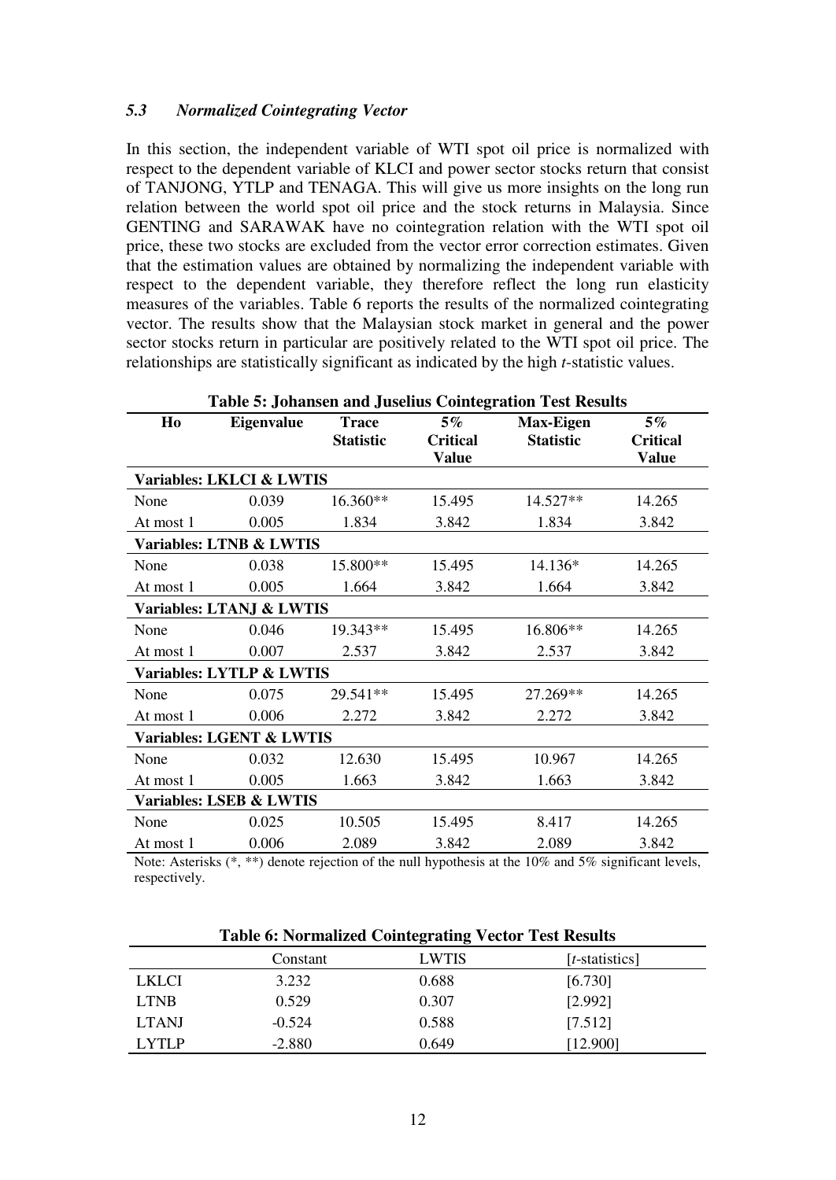### *5.3 Normalized Cointegrating Vector*

In this section, the independent variable of WTI spot oil price is normalized with respect to the dependent variable of KLCI and power sector stocks return that consist of TANJONG, YTLP and TENAGA. This will give us more insights on the long run relation between the world spot oil price and the stock returns in Malaysia. Since GENTING and SARAWAK have no cointegration relation with the WTI spot oil price, these two stocks are excluded from the vector error correction estimates. Given that the estimation values are obtained by normalizing the independent variable with respect to the dependent variable, they therefore reflect the long run elasticity measures of the variables. Table 6 reports the results of the normalized cointegrating vector. The results show that the Malaysian stock market in general and the power sector stocks return in particular are positively related to the WTI spot oil price. The relationships are statistically significant as indicated by the high *t*-statistic values.

**Table 5: Johansen and Juselius Cointegration Test Results**

| Ho | Eigenvalue | Trace Statistic | 5% Critical Value | Max-Eigen Statistic | 5% Critical Value |
|---|---|---|---|---|---|
| **Variables: LKLCI & LWTIS** | | | | | |
| None | 0.039 | 16.360** | 15.495 | 14.527** | 14.265 |
| At most 1 | 0.005 | 1.834 | 3.842 | 1.834 | 3.842 |
| **Variables: LTNB & LWTIS** | | | | | |
| None | 0.038 | 15.800** | 15.495 | 14.136* | 14.265 |
| At most 1 | 0.005 | 1.664 | 3.842 | 1.664 | 3.842 |
| **Variables: LTANJ & LWTIS** | | | | | |
| None | 0.046 | 19.343** | 15.495 | 16.806** | 14.265 |
| At most 1 | 0.007 | 2.537 | 3.842 | 2.537 | 3.842 |
| **Variables: LYTLP & LWTIS** | | | | | |
| None | 0.075 | 29.541** | 15.495 | 27.269** | 14.265 |
| At most 1 | 0.006 | 2.272 | 3.842 | 2.272 | 3.842 |
| **Variables: LGENT & LWTIS** | | | | | |
| None | 0.032 | 12.630 | 15.495 | 10.967 | 14.265 |
| At most 1 | 0.005 | 1.663 | 3.842 | 1.663 | 3.842 |
| **Variables: LSEB & LWTIS** | | | | | |
| None | 0.025 | 10.505 | 15.495 | 8.417 | 14.265 |
| At most 1 | 0.006 | 2.089 | 3.842 | 2.089 | 3.842 |

Note: Asterisks (*, **) denote rejection of the null hypothesis at the 10% and 5% significant levels, respectively.

**Table 6: Normalized Cointegrating Vector Test Results**

| | Constant | LWTIS | [*t*-statistics] |
|---|---|---|---|
| LKLCI | 3.232 | 0.688 | [6.730] |
| LTNB | 0.529 | 0.307 | [2.992] |
| LTANJ | -0.524 | 0.588 | [7.512] |
| LYTLP | -2.880 | 0.649 | [12.900] |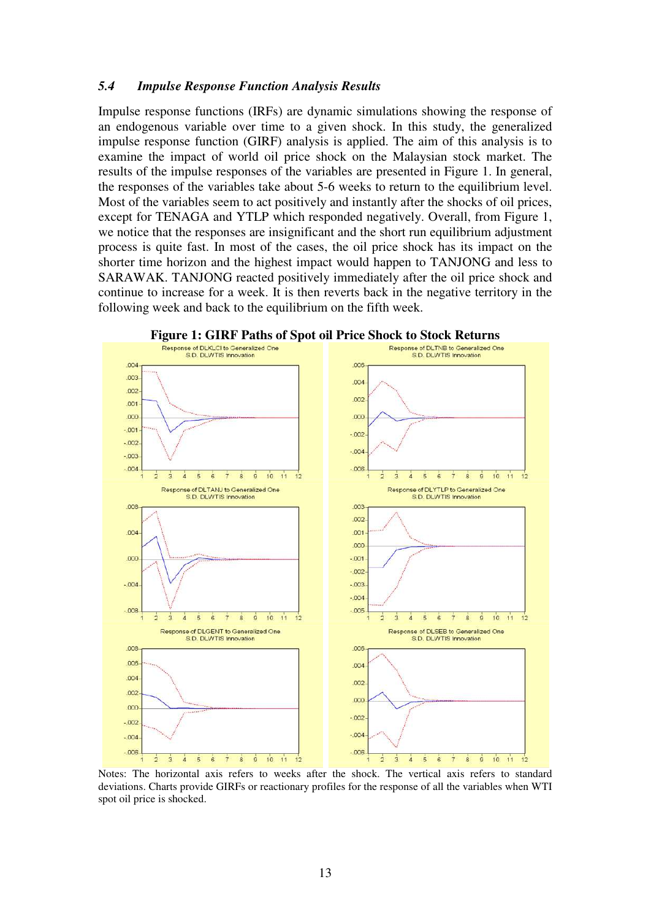### *5.4 Impulse Response Function Analysis Results*

Impulse response functions (IRFs) are dynamic simulations showing the response of an endogenous variable over time to a given shock. In this study, the generalized impulse response function (GIRF) analysis is applied. The aim of this analysis is to examine the impact of world oil price shock on the Malaysian stock market. The results of the impulse responses of the variables are presented in Figure 1. In general, the responses of the variables take about 5-6 weeks to return to the equilibrium level. Most of the variables seem to act positively and instantly after the shocks of oil prices, except for TENAGA and YTLP which responded negatively. Overall, from Figure 1, we notice that the responses are insignificant and the short run equilibrium adjustment process is quite fast. In most of the cases, the oil price shock has its impact on the shorter time horizon and the highest impact would happen to TANJONG and less to SARAWAK. TANJONG reacted positively immediately after the oil price shock and continue to increase for a week. It is then reverts back in the negative territory in the following week and back to the equilibrium on the fifth week.

**Figure 1: GIRF Paths of Spot oil Price Shock to Stock Returns**

Notes: The horizontal axis refers to weeks after the shock. The vertical axis refers to standard deviations. Charts provide GIRFs or reactionary profiles for the response of all the variables when WTI spot oil price is shocked.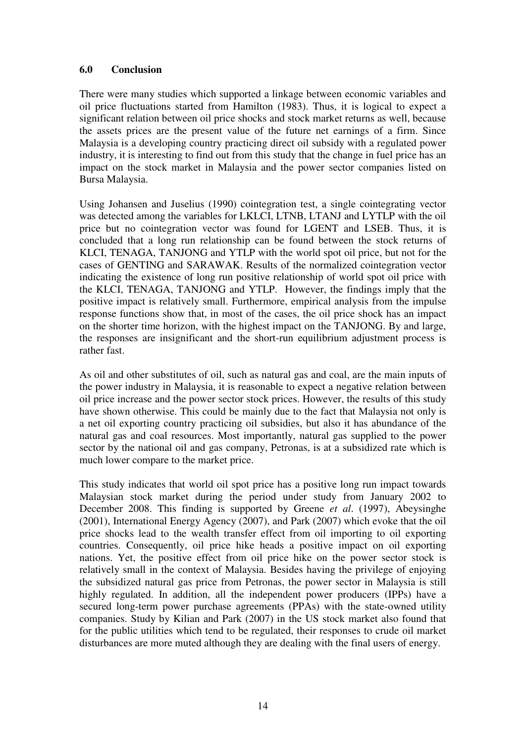## 6.0 Conclusion

There were many studies which supported a linkage between economic variables and oil price fluctuations started from Hamilton (1983). Thus, it is logical to expect a significant relation between oil price shocks and stock market returns as well, because the assets prices are the present value of the future net earnings of a firm. Since Malaysia is a developing country practicing direct oil subsidy with a regulated power industry, it is interesting to find out from this study that the change in fuel price has an impact on the stock market in Malaysia and the power sector companies listed on Bursa Malaysia.

Using Johansen and Juselius (1990) cointegration test, a single cointegrating vector was detected among the variables for LKLCI, LTNB, LTANJ and LYTLP with the oil price but no cointegration vector was found for LGENT and LSEB. Thus, it is concluded that a long run relationship can be found between the stock returns of KLCI, TENAGA, TANJONG and YTLP with the world spot oil price, but not for the cases of GENTING and SARAWAK. Results of the normalized cointegration vector indicating the existence of long run positive relationship of world spot oil price with the KLCI, TENAGA, TANJONG and YTLP. However, the findings imply that the positive impact is relatively small. Furthermore, empirical analysis from the impulse response functions show that, in most of the cases, the oil price shock has an impact on the shorter time horizon, with the highest impact on the TANJONG. By and large, the responses are insignificant and the short-run equilibrium adjustment process is rather fast.

As oil and other substitutes of oil, such as natural gas and coal, are the main inputs of the power industry in Malaysia, it is reasonable to expect a negative relation between oil price increase and the power sector stock prices. However, the results of this study have shown otherwise. This could be mainly due to the fact that Malaysia not only is a net oil exporting country practicing oil subsidies, but also it has abundance of the natural gas and coal resources. Most importantly, natural gas supplied to the power sector by the national oil and gas company, Petronas, is at a subsidized rate which is much lower compare to the market price.

This study indicates that world oil spot price has a positive long run impact towards Malaysian stock market during the period under study from January 2002 to December 2008. This finding is supported by Greene *et al*. (1997), Abeysinghe (2001), International Energy Agency (2007), and Park (2007) which evoke that the oil price shocks lead to the wealth transfer effect from oil importing to oil exporting countries. Consequently, oil price hike heads a positive impact on oil exporting nations. Yet, the positive effect from oil price hike on the power sector stock is relatively small in the context of Malaysia. Besides having the privilege of enjoying the subsidized natural gas price from Petronas, the power sector in Malaysia is still highly regulated. In addition, all the independent power producers (IPPs) have a secured long-term power purchase agreements (PPAs) with the state-owned utility companies. Study by Kilian and Park (2007) in the US stock market also found that for the public utilities which tend to be regulated, their responses to crude oil market disturbances are more muted although they are dealing with the final users of energy.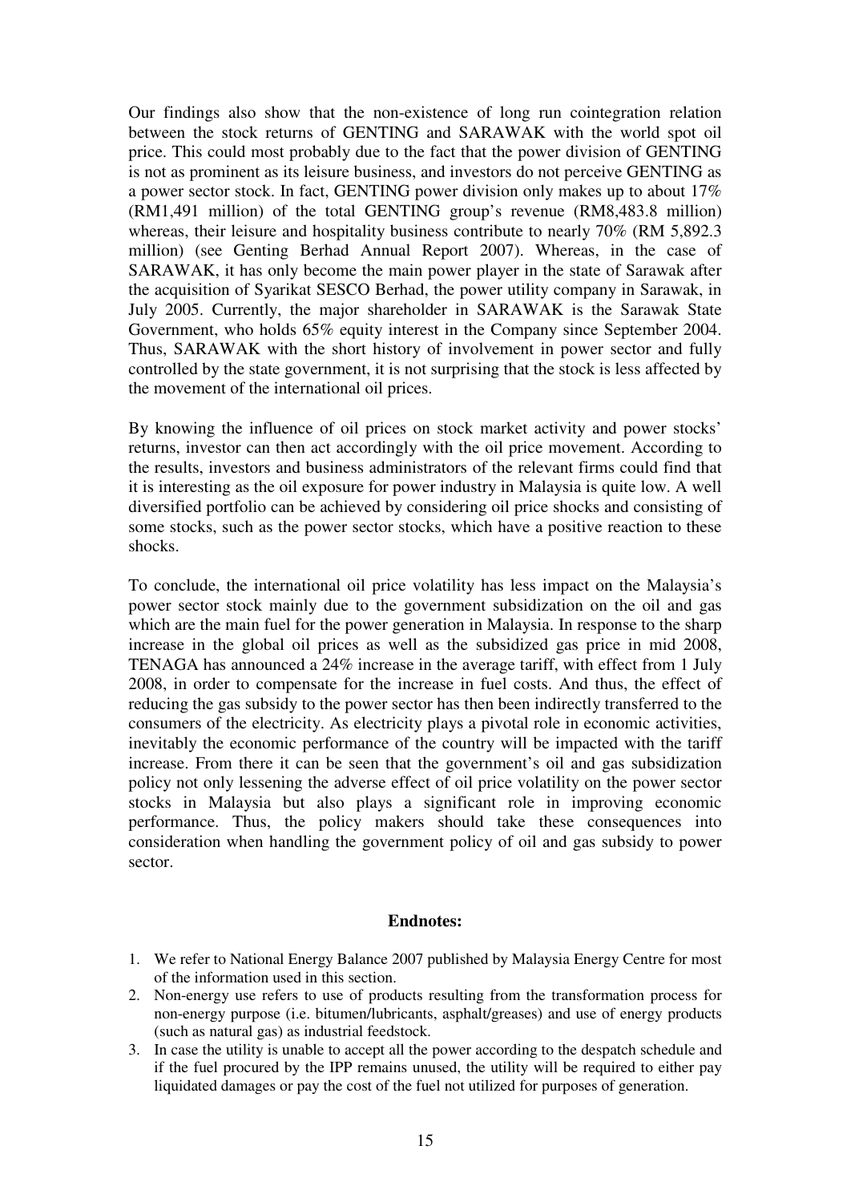Our findings also show that the non-existence of long run cointegration relation between the stock returns of GENTING and SARAWAK with the world spot oil price. This could most probably due to the fact that the power division of GENTING is not as prominent as its leisure business, and investors do not perceive GENTING as a power sector stock. In fact, GENTING power division only makes up to about 17% (RM1,491 million) of the total GENTING group's revenue (RM8,483.8 million) whereas, their leisure and hospitality business contribute to nearly 70% (RM 5,892.3 million) (see Genting Berhad Annual Report 2007). Whereas, in the case of SARAWAK, it has only become the main power player in the state of Sarawak after the acquisition of Syarikat SESCO Berhad, the power utility company in Sarawak, in July 2005. Currently, the major shareholder in SARAWAK is the Sarawak State Government, who holds 65% equity interest in the Company since September 2004. Thus, SARAWAK with the short history of involvement in power sector and fully controlled by the state government, it is not surprising that the stock is less affected by the movement of the international oil prices.

By knowing the influence of oil prices on stock market activity and power stocks' returns, investor can then act accordingly with the oil price movement. According to the results, investors and business administrators of the relevant firms could find that it is interesting as the oil exposure for power industry in Malaysia is quite low. A well diversified portfolio can be achieved by considering oil price shocks and consisting of some stocks, such as the power sector stocks, which have a positive reaction to these shocks.

To conclude, the international oil price volatility has less impact on the Malaysia's power sector stock mainly due to the government subsidization on the oil and gas which are the main fuel for the power generation in Malaysia. In response to the sharp increase in the global oil prices as well as the subsidized gas price in mid 2008, TENAGA has announced a 24% increase in the average tariff, with effect from 1 July 2008, in order to compensate for the increase in fuel costs. And thus, the effect of reducing the gas subsidy to the power sector has then been indirectly transferred to the consumers of the electricity. As electricity plays a pivotal role in economic activities, inevitably the economic performance of the country will be impacted with the tariff increase. From there it can be seen that the government's oil and gas subsidization policy not only lessening the adverse effect of oil price volatility on the power sector stocks in Malaysia but also plays a significant role in improving economic performance. Thus, the policy makers should take these consequences into consideration when handling the government policy of oil and gas subsidy to power sector.

**Endnotes:**

1. We refer to National Energy Balance 2007 published by Malaysia Energy Centre for most of the information used in this section.
2. Non-energy use refers to use of products resulting from the transformation process for non-energy purpose (i.e. bitumen/lubricants, asphalt/greases) and use of energy products (such as natural gas) as industrial feedstock.
3. In case the utility is unable to accept all the power according to the despatch schedule and if the fuel procured by the IPP remains unused, the utility will be required to either pay liquidated damages or pay the cost of the fuel not utilized for purposes of generation.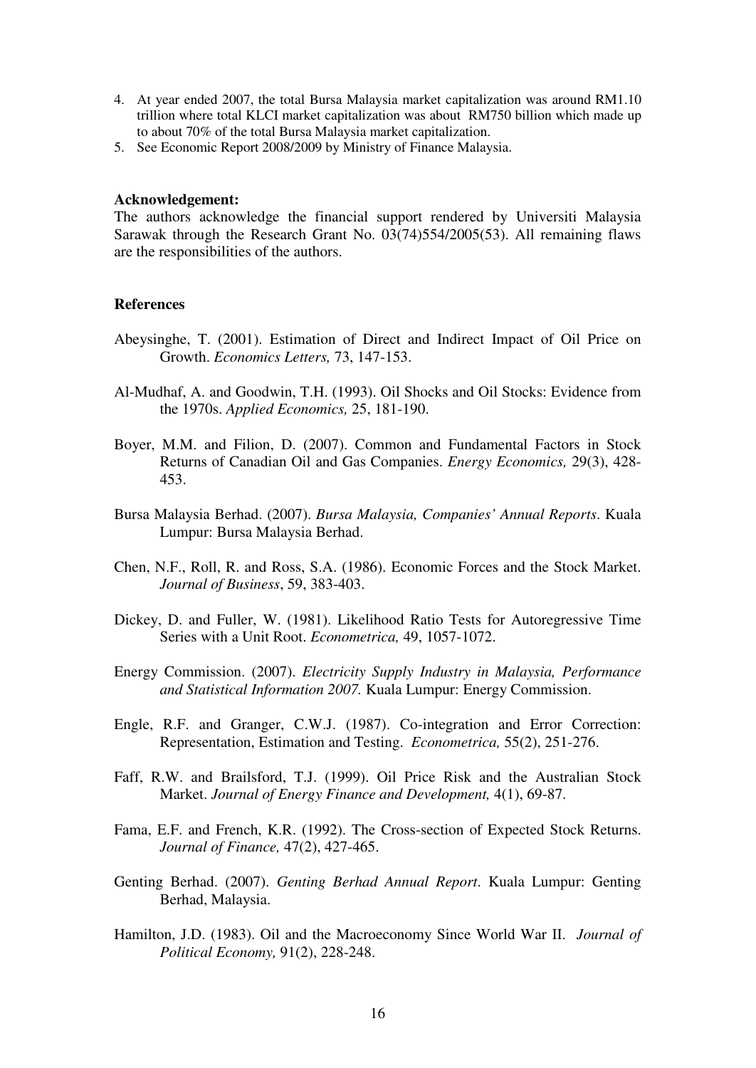4. At year ended 2007, the total Bursa Malaysia market capitalization was around RM1.10 trillion where total KLCI market capitalization was about RM750 billion which made up to about 70% of the total Bursa Malaysia market capitalization.
5. See Economic Report 2008/2009 by Ministry of Finance Malaysia.

**Acknowledgement:**
The authors acknowledge the financial support rendered by Universiti Malaysia Sarawak through the Research Grant No. 03(74)554/2005(53). All remaining flaws are the responsibilities of the authors.

**References**

Abeysinghe, T. (2001). Estimation of Direct and Indirect Impact of Oil Price on Growth. *Economics Letters,* 73, 147-153.

Al-Mudhaf, A. and Goodwin, T.H. (1993). Oil Shocks and Oil Stocks: Evidence from the 1970s. *Applied Economics,* 25, 181-190.

Boyer, M.M. and Filion, D. (2007). Common and Fundamental Factors in Stock Returns of Canadian Oil and Gas Companies. *Energy Economics,* 29(3), 428-453.

Bursa Malaysia Berhad. (2007). *Bursa Malaysia, Companies' Annual Reports*. Kuala Lumpur: Bursa Malaysia Berhad.

Chen, N.F., Roll, R. and Ross, S.A. (1986). Economic Forces and the Stock Market. *Journal of Business*, 59, 383-403.

Dickey, D. and Fuller, W. (1981). Likelihood Ratio Tests for Autoregressive Time Series with a Unit Root. *Econometrica,* 49, 1057-1072.

Energy Commission. (2007). *Electricity Supply Industry in Malaysia, Performance and Statistical Information 2007.* Kuala Lumpur: Energy Commission.

Engle, R.F. and Granger, C.W.J. (1987). Co-integration and Error Correction: Representation, Estimation and Testing. *Econometrica,* 55(2), 251-276.

Faff, R.W. and Brailsford, T.J. (1999). Oil Price Risk and the Australian Stock Market. *Journal of Energy Finance and Development,* 4(1), 69-87.

Fama, E.F. and French, K.R. (1992). The Cross-section of Expected Stock Returns. *Journal of Finance,* 47(2), 427-465.

Genting Berhad. (2007). *Genting Berhad Annual Report*. Kuala Lumpur: Genting Berhad, Malaysia.

Hamilton, J.D. (1983). Oil and the Macroeconomy Since World War II. *Journal of Political Economy,* 91(2), 228-248.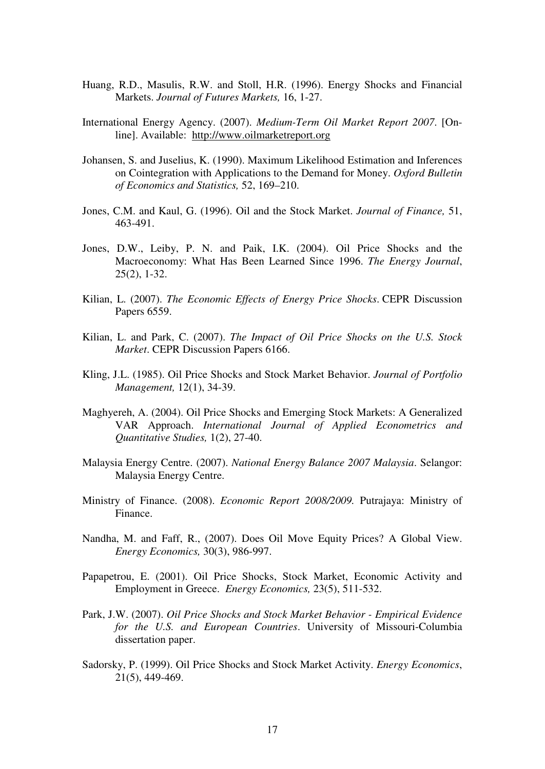Huang, R.D., Masulis, R.W. and Stoll, H.R. (1996). Energy Shocks and Financial Markets. *Journal of Futures Markets,* 16, 1-27.

International Energy Agency. (2007). *Medium-Term Oil Market Report 2007.* [On-line]. Available: http://www.oilmarketreport.org

Johansen, S. and Juselius, K. (1990). Maximum Likelihood Estimation and Inferences on Cointegration with Applications to the Demand for Money. *Oxford Bulletin of Economics and Statistics,* 52, 169–210.

Jones, C.M. and Kaul, G. (1996). Oil and the Stock Market. *Journal of Finance,* 51, 463-491.

Jones, D.W., Leiby, P. N. and Paik, I.K. (2004). Oil Price Shocks and the Macroeconomy: What Has Been Learned Since 1996. *The Energy Journal*, 25(2), 1-32.

Kilian, L. (2007). *The Economic Effects of Energy Price Shocks*. CEPR Discussion Papers 6559.

Kilian, L. and Park, C. (2007). *The Impact of Oil Price Shocks on the U.S. Stock Market*. CEPR Discussion Papers 6166.

Kling, J.L. (1985). Oil Price Shocks and Stock Market Behavior. *Journal of Portfolio Management,* 12(1), 34-39.

Maghyereh, A. (2004). Oil Price Shocks and Emerging Stock Markets: A Generalized VAR Approach. *International Journal of Applied Econometrics and Quantitative Studies,* 1(2), 27-40.

Malaysia Energy Centre. (2007). *National Energy Balance 2007 Malaysia*. Selangor: Malaysia Energy Centre.

Ministry of Finance. (2008). *Economic Report 2008/2009.* Putrajaya: Ministry of Finance.

Nandha, M. and Faff, R., (2007). Does Oil Move Equity Prices? A Global View. *Energy Economics,* 30(3), 986-997.

Papapetrou, E. (2001). Oil Price Shocks, Stock Market, Economic Activity and Employment in Greece. *Energy Economics,* 23(5), 511-532.

Park, J.W. (2007). *Oil Price Shocks and Stock Market Behavior - Empirical Evidence for the U.S. and European Countries*. University of Missouri-Columbia dissertation paper.

Sadorsky, P. (1999). Oil Price Shocks and Stock Market Activity. *Energy Economics*, 21(5), 449-469.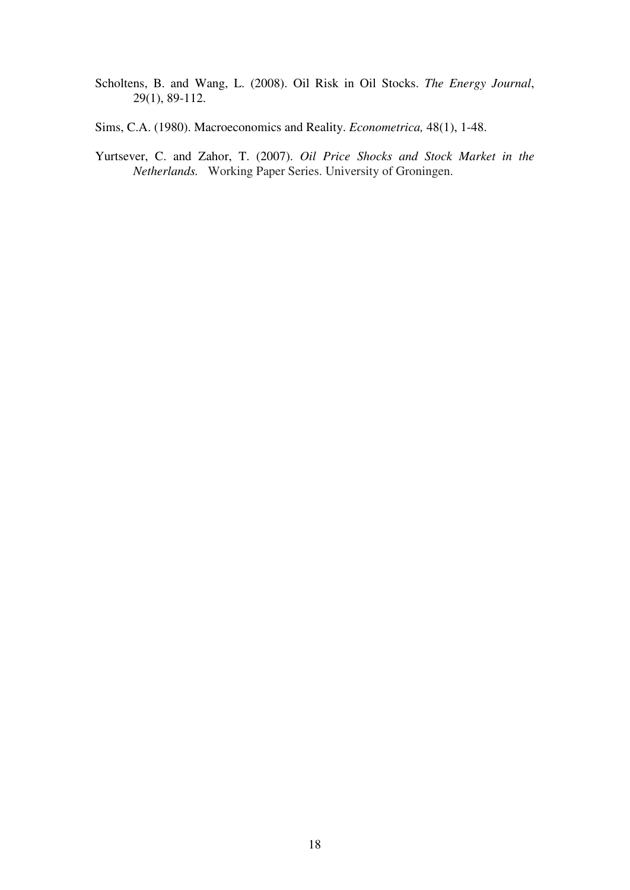Scholtens, B. and Wang, L. (2008). Oil Risk in Oil Stocks. *The Energy Journal*, 29(1), 89-112.

Sims, C.A. (1980). Macroeconomics and Reality. *Econometrica,* 48(1), 1-48.

Yurtsever, C. and Zahor, T. (2007). *Oil Price Shocks and Stock Market in the Netherlands.* Working Paper Series. University of Groningen.